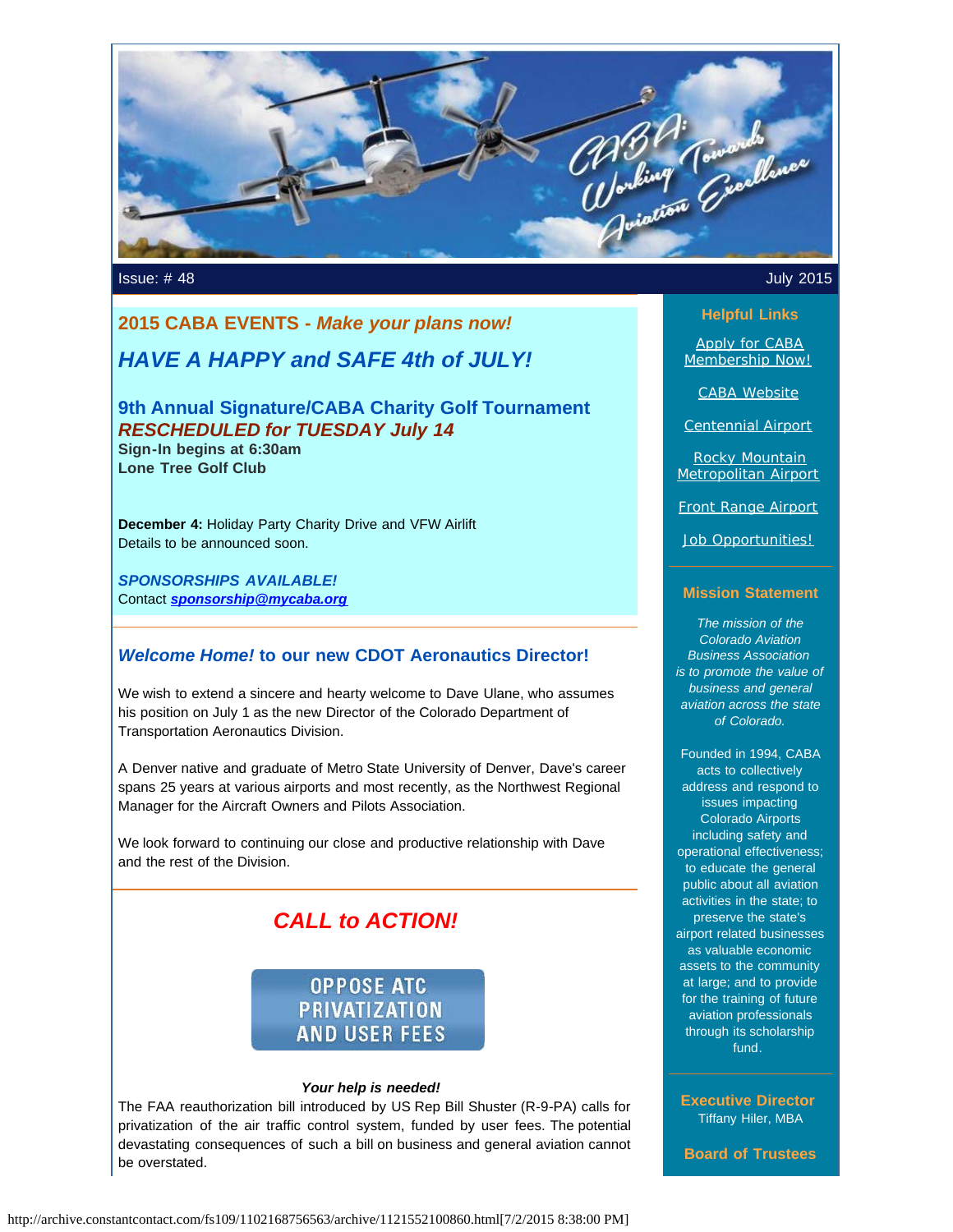Issue: # 48 July 2015

## 2015 CABA EVENTS - *Make your plans now!*

## *HAVE A HAPPY and SAFE 4th of JULY!*

### 9th Annual Signature/CABA Charity Golf Tournament

***RESCHEDULED for TUESDAY July 14***

**Sign-In begins at 6:30am**
**Lone Tree Golf Club**

**December 4:** Holiday Party Charity Drive and VFW Airlift
Details to be announced soon.

***SPONSORSHIPS AVAILABLE!***
Contact ***sponsorship@mycaba.org***

### *Welcome Home!* to our new CDOT Aeronautics Director!

We wish to extend a sincere and hearty welcome to Dave Ulane, who assumes his position on July 1 as the new Director of the Colorado Department of Transportation Aeronautics Division.

A Denver native and graduate of Metro State University of Denver, Dave's career spans 25 years at various airports and most recently, as the Northwest Regional Manager for the Aircraft Owners and Pilots Association.

We look forward to continuing our close and productive relationship with Dave and the rest of the Division.

## *CALL to ACTION!*

OPPOSE ATC PRIVATIZATION AND USER FEES

***Your help is needed!***

The FAA reauthorization bill introduced by US Rep Bill Shuster (R-9-PA) calls for privatization of the air traffic control system, funded by user fees. The potential devastating consequences of such a bill on business and general aviation cannot be overstated.

### Helpful Links

Apply for CABA Membership Now!

CABA Website

Centennial Airport

Rocky Mountain Metropolitan Airport

Front Range Airport

Job Opportunities!

### Mission Statement

*The mission of the Colorado Aviation Business Association is to promote the value of business and general aviation across the state of Colorado.*

Founded in 1994, CABA acts to collectively address and respond to issues impacting Colorado Airports including safety and operational effectiveness; to educate the general public about all aviation activities in the state; to preserve the state's airport related businesses as valuable economic assets to the community at large; and to provide for the training of future aviation professionals through its scholarship fund.

### Executive Director

Tiffany Hiler, MBA

### Board of Trustees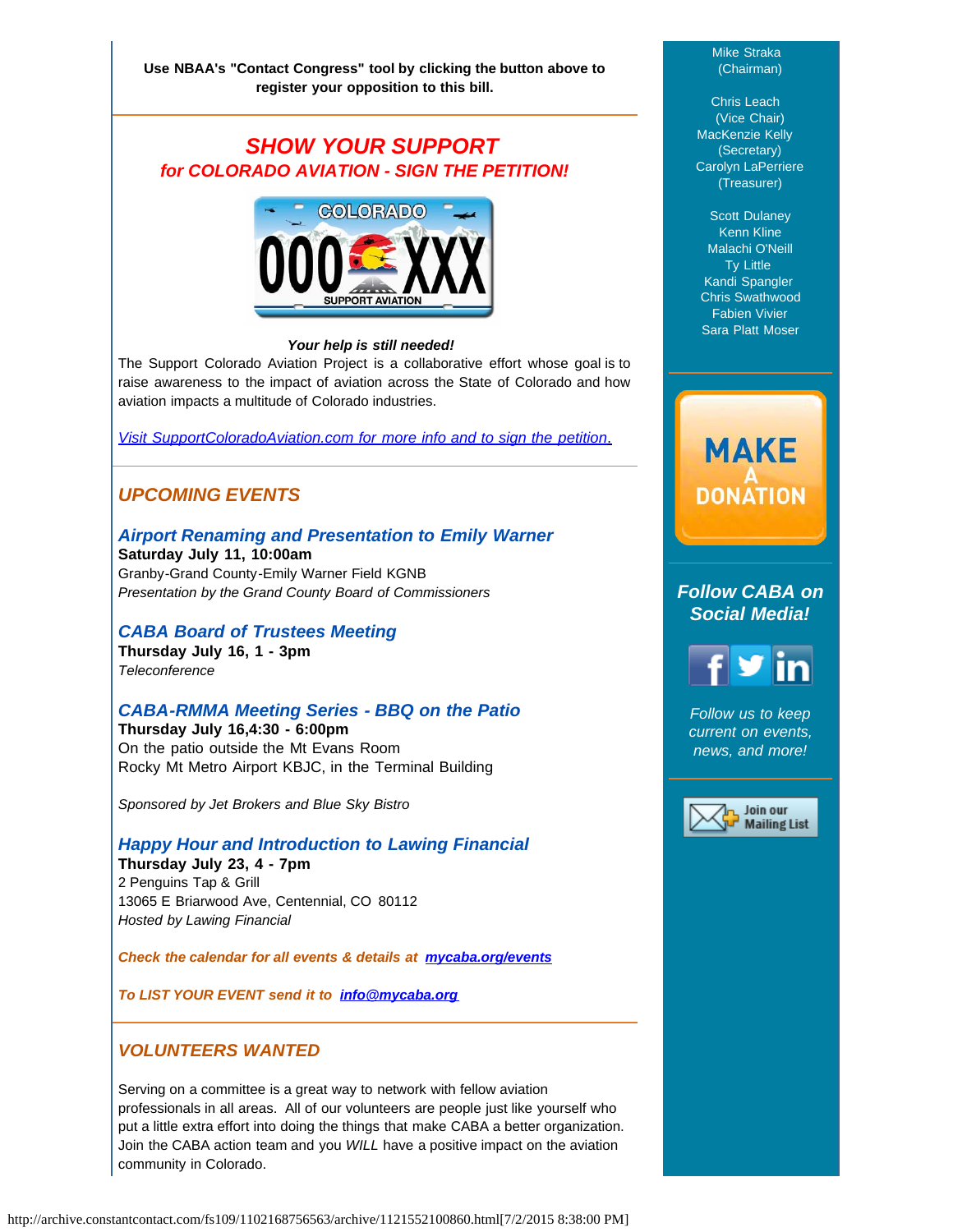Use NBAA's "Contact Congress" tool by clicking the button above to register your opposition to this bill.

## *SHOW YOUR SUPPORT*
### *for COLORADO AVIATION - SIGN THE PETITION!*

***Your help is still needed!***

The Support Colorado Aviation Project is a collaborative effort whose goal is to raise awareness to the impact of aviation across the State of Colorado and how aviation impacts a multitude of Colorado industries.

*Visit SupportColoradoAviation.com for more info and to sign the petition.*

## *UPCOMING EVENTS*

### *Airport Renaming and Presentation to Emily Warner*
**Saturday July 11, 10:00am**
Granby-Grand County-Emily Warner Field KGNB
*Presentation by the Grand County Board of Commissioners*

### *CABA Board of Trustees Meeting*
**Thursday July 16, 1 - 3pm**
*Teleconference*

### *CABA-RMMA Meeting Series - BBQ on the Patio*
**Thursday July 16,4:30 - 6:00pm**
On the patio outside the Mt Evans Room
Rocky Mt Metro Airport KBJC, in the Terminal Building

*Sponsored by Jet Brokers and Blue Sky Bistro*

### *Happy Hour and Introduction to Lawing Financial*
**Thursday July 23, 4 - 7pm**
2 Penguins Tap & Grill
13065 E Briarwood Ave, Centennial, CO 80112
*Hosted by Lawing Financial*

***Check the calendar for all events & details at mycaba.org/events***

***To LIST YOUR EVENT send it to info@mycaba.org***

## *VOLUNTEERS WANTED*

Serving on a committee is a great way to network with fellow aviation professionals in all areas. All of our volunteers are people just like yourself who put a little extra effort into doing the things that make CABA a better organization. Join the CABA action team and you *WILL* have a positive impact on the aviation community in Colorado.

Mike Straka
(Chairman)

Chris Leach
(Vice Chair)
MacKenzie Kelly
(Secretary)
Carolyn LaPerriere
(Treasurer)

Scott Dulaney
Kenn Kline
Malachi O'Neill
Ty Little
Kandi Spangler
Chris Swathwood
Fabien Vivier
Sara Platt Moser

MAKE A DONATION

### *Follow CABA on Social Media!*

*Follow us to keep current on events, news, and more!*

Join our Mailing List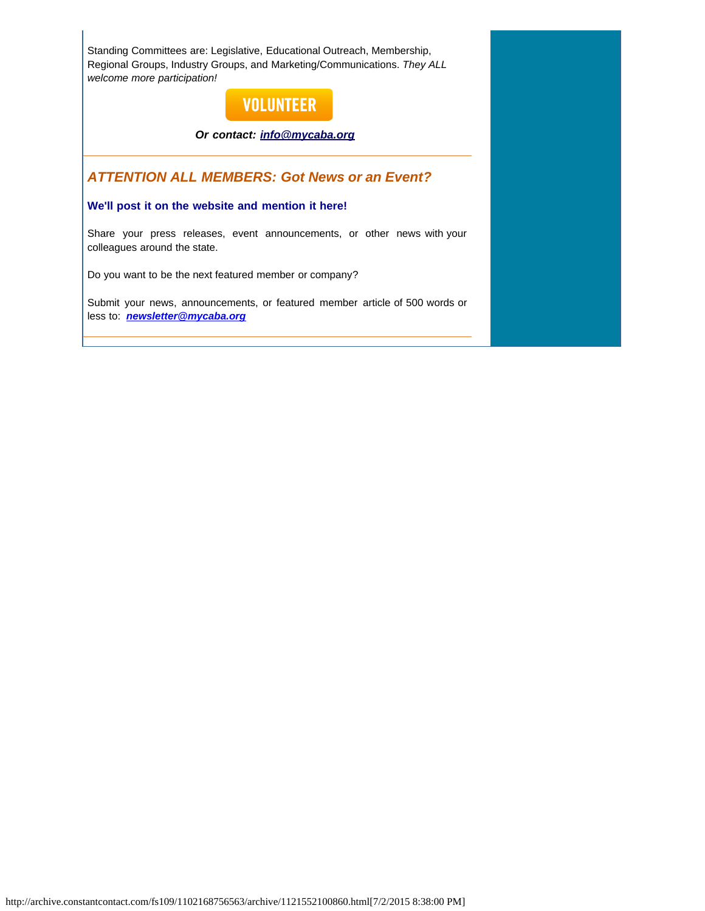Standing Committees are: Legislative, Educational Outreach, Membership, Regional Groups, Industry Groups, and Marketing/Communications. *They ALL welcome more participation!*

VOLUNTEER

***Or contact: info@mycaba.org***

---

## *ATTENTION ALL MEMBERS: Got News or an Event?*

**We'll post it on the website and mention it here!**

Share your press releases, event announcements, or other news with your colleagues around the state.

Do you want to be the next featured member or company?

Submit your news, announcements, or featured member article of 500 words or less to: ***newsletter@mycaba.org***

---